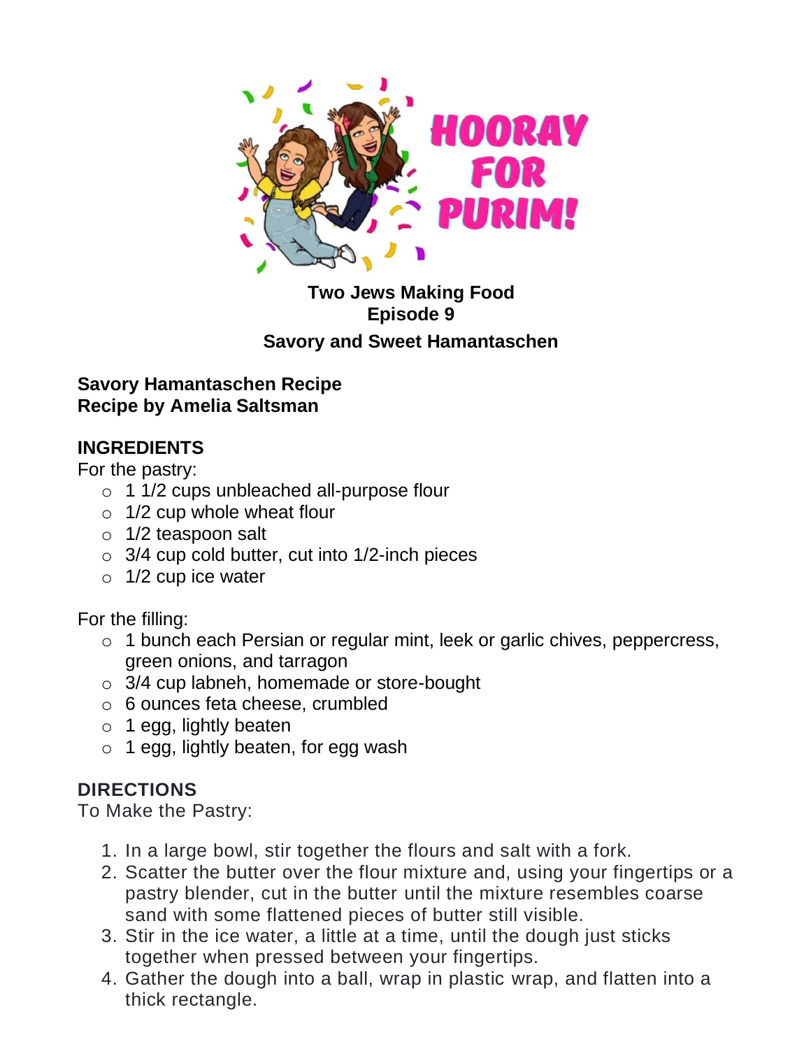# Two Jews Making Food
## Episode 9
## Savory and Sweet Hamantaschen

**Savory Hamantaschen Recipe**
**Recipe by Amelia Saltsman**

### INGREDIENTS

For the pastry:

- 1 1/2 cups unbleached all-purpose flour
- 1/2 cup whole wheat flour
- 1/2 teaspoon salt
- 3/4 cup cold butter, cut into 1/2-inch pieces
- 1/2 cup ice water

For the filling:

- 1 bunch each Persian or regular mint, leek or garlic chives, peppercress, green onions, and tarragon
- 3/4 cup labneh, homemade or store-bought
- 6 ounces feta cheese, crumbled
- 1 egg, lightly beaten
- 1 egg, lightly beaten, for egg wash

### DIRECTIONS

To Make the Pastry:

1. In a large bowl, stir together the flours and salt with a fork.
2. Scatter the butter over the flour mixture and, using your fingertips or a pastry blender, cut in the butter until the mixture resembles coarse sand with some flattened pieces of butter still visible.
3. Stir in the ice water, a little at a time, until the dough just sticks together when pressed between your fingertips.
4. Gather the dough into a ball, wrap in plastic wrap, and flatten into a thick rectangle.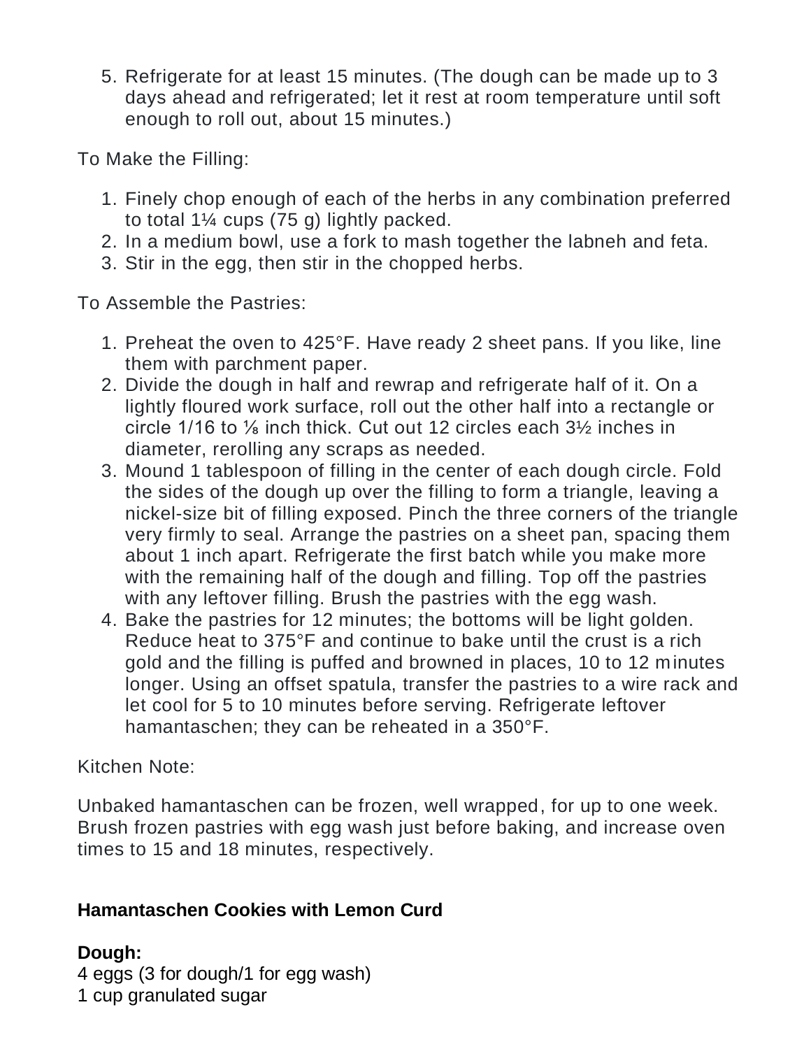5. Refrigerate for at least 15 minutes. (The dough can be made up to 3 days ahead and refrigerated; let it rest at room temperature until soft enough to roll out, about 15 minutes.)

To Make the Filling:

1. Finely chop enough of each of the herbs in any combination preferred to total 1¼ cups (75 g) lightly packed.
2. In a medium bowl, use a fork to mash together the labneh and feta.
3. Stir in the egg, then stir in the chopped herbs.

To Assemble the Pastries:

1. Preheat the oven to 425°F. Have ready 2 sheet pans. If you like, line them with parchment paper.
2. Divide the dough in half and rewrap and refrigerate half of it. On a lightly floured work surface, roll out the other half into a rectangle or circle 1/16 to ⅛ inch thick. Cut out 12 circles each 3½ inches in diameter, rerolling any scraps as needed.
3. Mound 1 tablespoon of filling in the center of each dough circle. Fold the sides of the dough up over the filling to form a triangle, leaving a nickel-size bit of filling exposed. Pinch the three corners of the triangle very firmly to seal. Arrange the pastries on a sheet pan, spacing them about 1 inch apart. Refrigerate the first batch while you make more with the remaining half of the dough and filling. Top off the pastries with any leftover filling. Brush the pastries with the egg wash.
4. Bake the pastries for 12 minutes; the bottoms will be light golden. Reduce heat to 375°F and continue to bake until the crust is a rich gold and the filling is puffed and browned in places, 10 to 12 minutes longer. Using an offset spatula, transfer the pastries to a wire rack and let cool for 5 to 10 minutes before serving. Refrigerate leftover hamantaschen; they can be reheated in a 350°F.

Kitchen Note:

Unbaked hamantaschen can be frozen, well wrapped, for up to one week. Brush frozen pastries with egg wash just before baking, and increase oven times to 15 and 18 minutes, respectively.

**Hamantaschen Cookies with Lemon Curd**

**Dough:**
4 eggs (3 for dough/1 for egg wash)
1 cup granulated sugar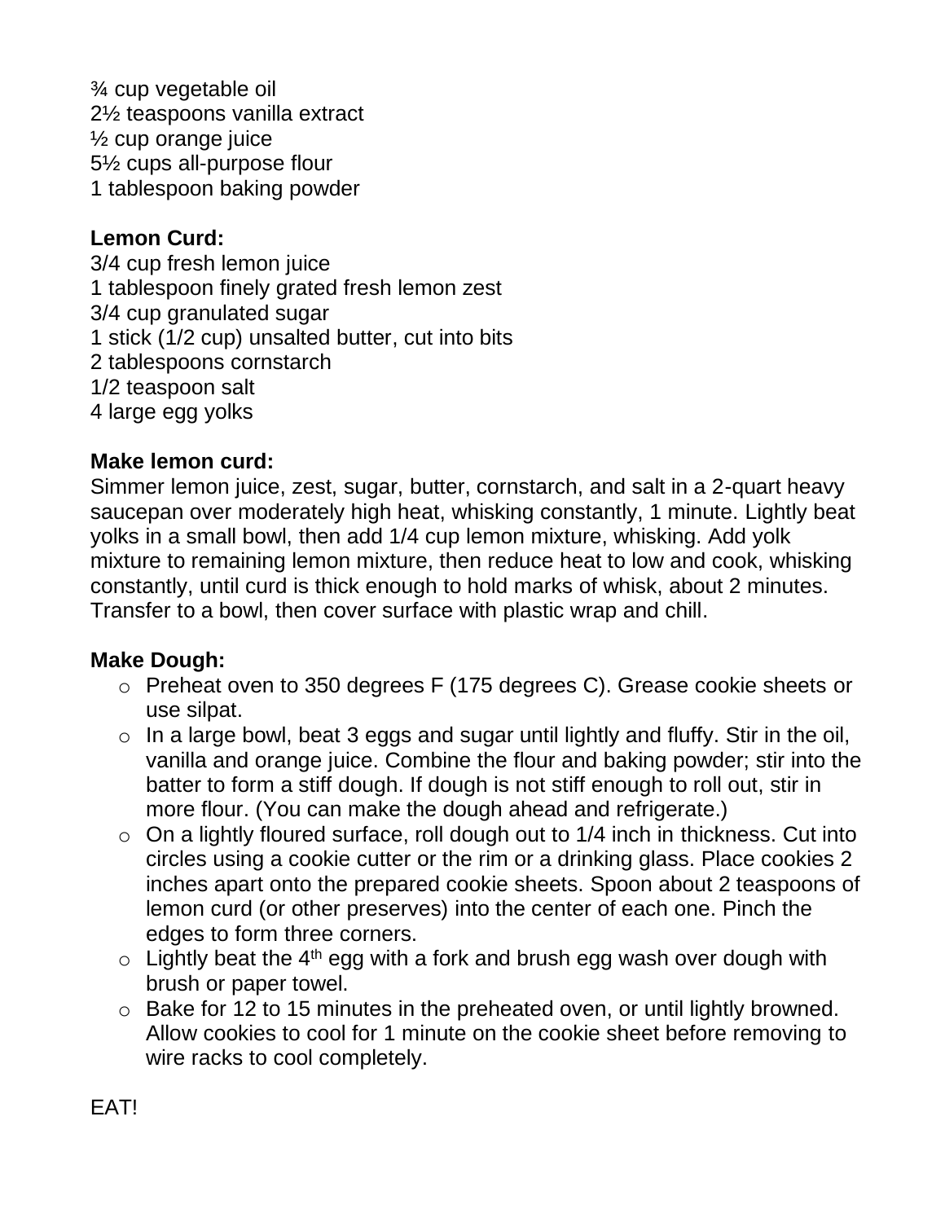¾ cup vegetable oil
2½ teaspoons vanilla extract
½ cup orange juice
5½ cups all-purpose flour
1 tablespoon baking powder

**Lemon Curd:**
3/4 cup fresh lemon juice
1 tablespoon finely grated fresh lemon zest
3/4 cup granulated sugar
1 stick (1/2 cup) unsalted butter, cut into bits
2 tablespoons cornstarch
1/2 teaspoon salt
4 large egg yolks

**Make lemon curd:**
Simmer lemon juice, zest, sugar, butter, cornstarch, and salt in a 2-quart heavy saucepan over moderately high heat, whisking constantly, 1 minute. Lightly beat yolks in a small bowl, then add 1/4 cup lemon mixture, whisking. Add yolk mixture to remaining lemon mixture, then reduce heat to low and cook, whisking constantly, until curd is thick enough to hold marks of whisk, about 2 minutes. Transfer to a bowl, then cover surface with plastic wrap and chill.

**Make Dough:**

- Preheat oven to 350 degrees F (175 degrees C). Grease cookie sheets or use silpat.
- In a large bowl, beat 3 eggs and sugar until lightly and fluffy. Stir in the oil, vanilla and orange juice. Combine the flour and baking powder; stir into the batter to form a stiff dough. If dough is not stiff enough to roll out, stir in more flour. (You can make the dough ahead and refrigerate.)
- On a lightly floured surface, roll dough out to 1/4 inch in thickness. Cut into circles using a cookie cutter or the rim or a drinking glass. Place cookies 2 inches apart onto the prepared cookie sheets. Spoon about 2 teaspoons of lemon curd (or other preserves) into the center of each one. Pinch the edges to form three corners.
- Lightly beat the 4th egg with a fork and brush egg wash over dough with brush or paper towel.
- Bake for 12 to 15 minutes in the preheated oven, or until lightly browned. Allow cookies to cool for 1 minute on the cookie sheet before removing to wire racks to cool completely.

EAT!